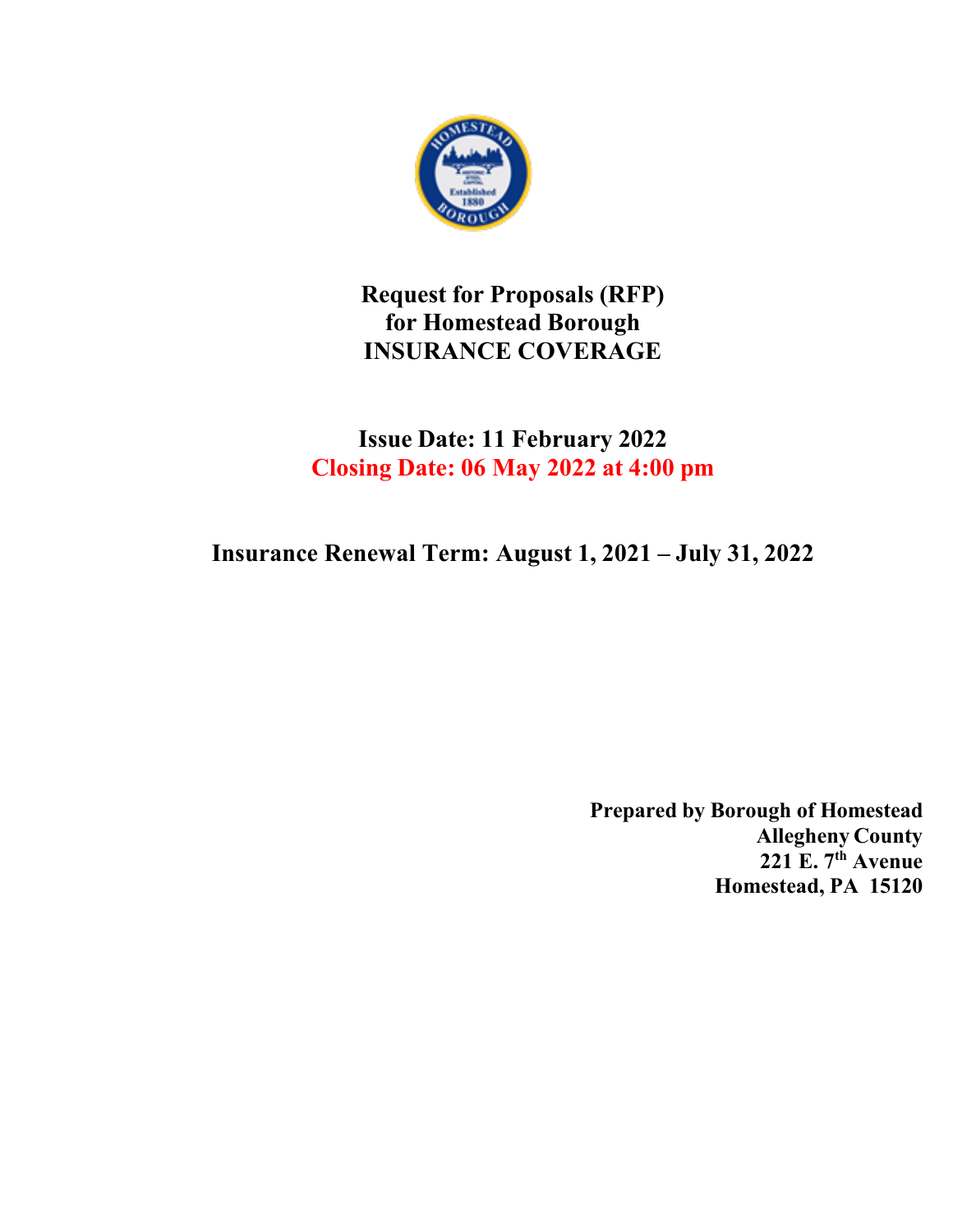# Request for Proposals (RFP)
# for Homestead Borough
# INSURANCE COVERAGE

**Issue Date: 11 February 2022**

**Closing Date: 06 May 2022 at 4:00 pm**

**Insurance Renewal Term: August 1, 2021 – July 31, 2022**

**Prepared by Borough of Homestead**
**Allegheny County**
**221 E. 7th Avenue**
**Homestead, PA 15120**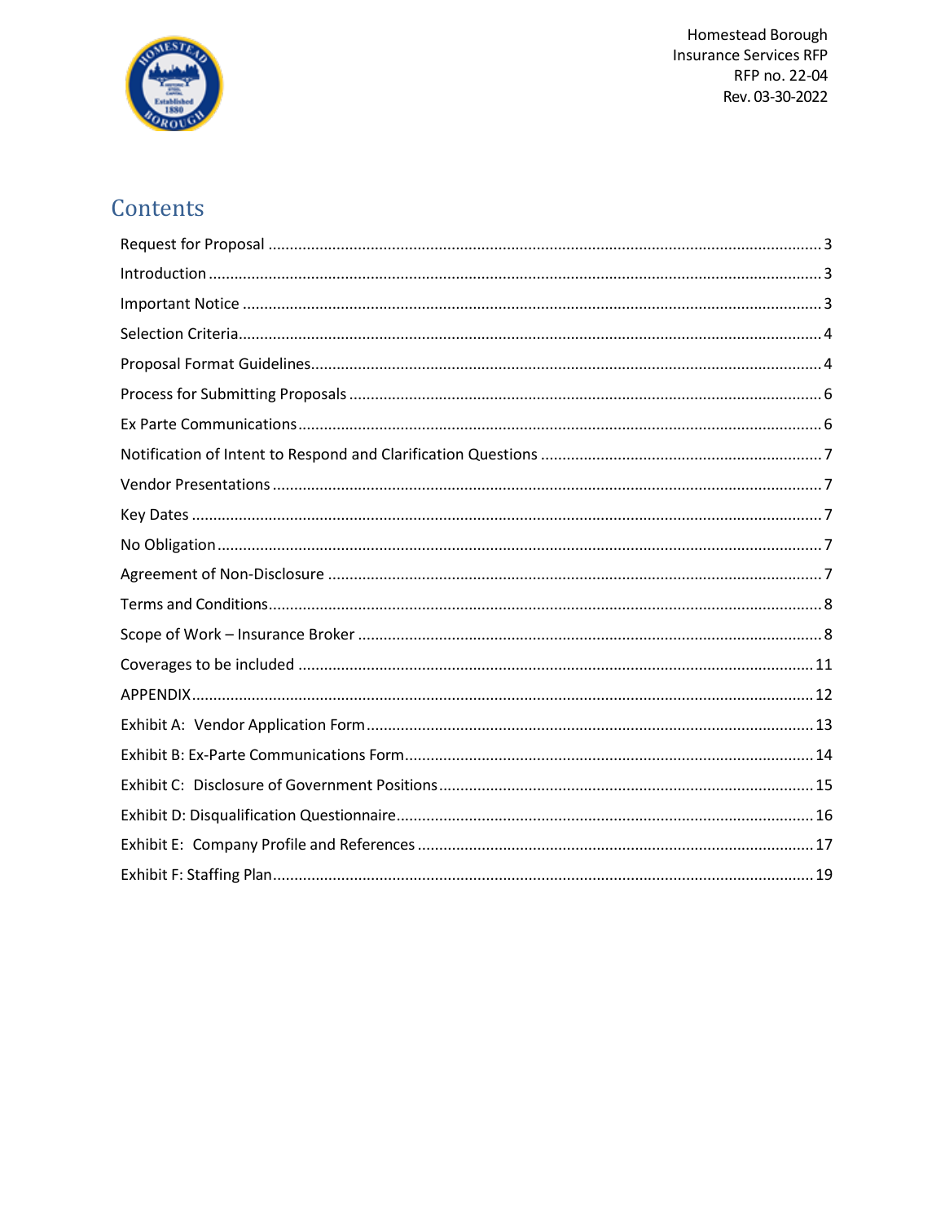# Contents

Request for Proposal .......... 3

Introduction .......... 3

Important Notice .......... 3

Selection Criteria .......... 4

Proposal Format Guidelines .......... 4

Process for Submitting Proposals .......... 6

Ex Parte Communications .......... 6

Notification of Intent to Respond and Clarification Questions .......... 7

Vendor Presentations .......... 7

Key Dates .......... 7

No Obligation .......... 7

Agreement of Non-Disclosure .......... 7

Terms and Conditions .......... 8

Scope of Work – Insurance Broker .......... 8

Coverages to be included .......... 11

APPENDIX .......... 12

Exhibit A: Vendor Application Form .......... 13

Exhibit B: Ex-Parte Communications Form .......... 14

Exhibit C: Disclosure of Government Positions .......... 15

Exhibit D: Disqualification Questionnaire .......... 16

Exhibit E: Company Profile and References .......... 17

Exhibit F: Staffing Plan .......... 19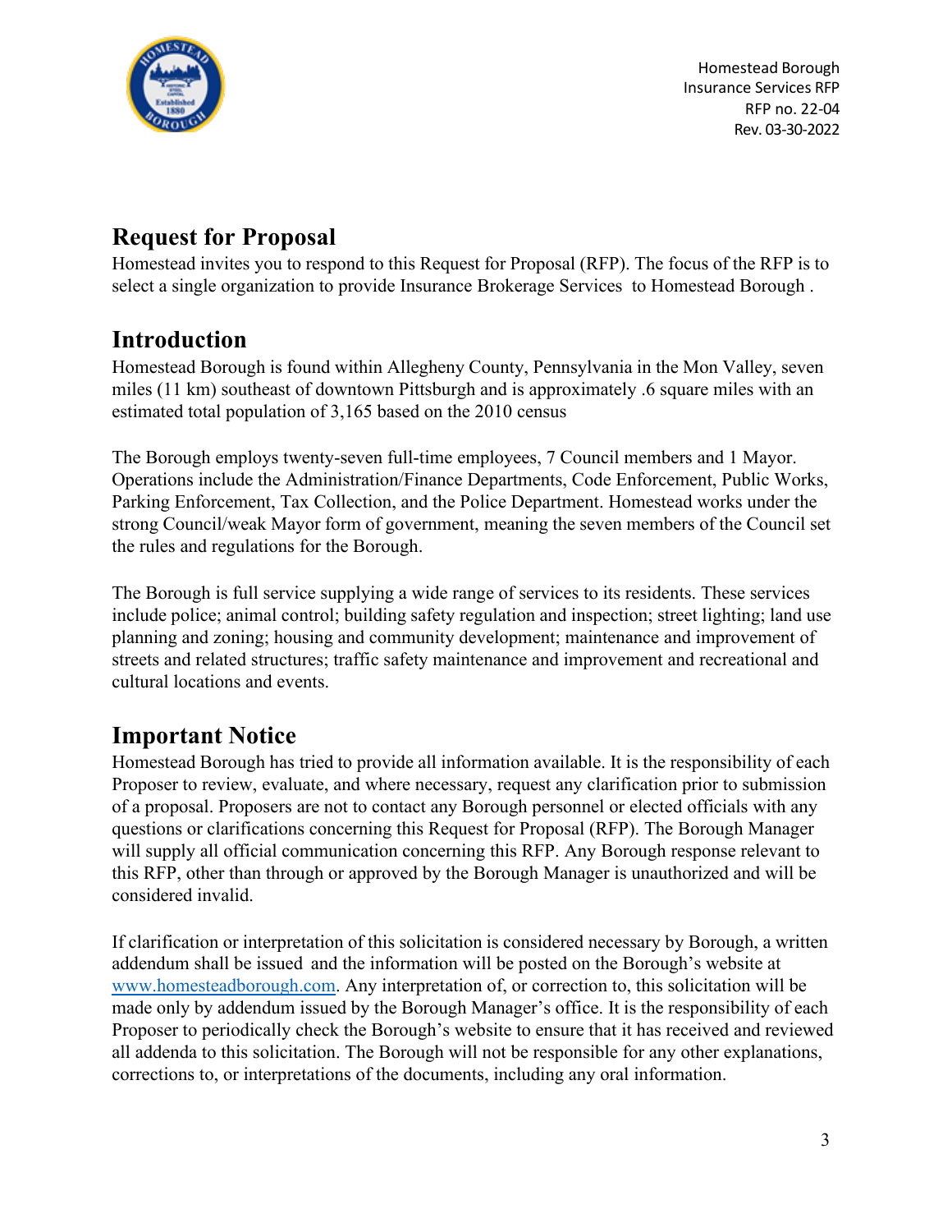## Request for Proposal

Homestead invites you to respond to this Request for Proposal (RFP). The focus of the RFP is to select a single organization to provide Insurance Brokerage Services to Homestead Borough .

## Introduction

Homestead Borough is found within Allegheny County, Pennsylvania in the Mon Valley, seven miles (11 km) southeast of downtown Pittsburgh and is approximately .6 square miles with an estimated total population of 3,165 based on the 2010 census

The Borough employs twenty-seven full-time employees, 7 Council members and 1 Mayor. Operations include the Administration/Finance Departments, Code Enforcement, Public Works, Parking Enforcement, Tax Collection, and the Police Department. Homestead works under the strong Council/weak Mayor form of government, meaning the seven members of the Council set the rules and regulations for the Borough.

The Borough is full service supplying a wide range of services to its residents. These services include police; animal control; building safety regulation and inspection; street lighting; land use planning and zoning; housing and community development; maintenance and improvement of streets and related structures; traffic safety maintenance and improvement and recreational and cultural locations and events.

## Important Notice

Homestead Borough has tried to provide all information available. It is the responsibility of each Proposer to review, evaluate, and where necessary, request any clarification prior to submission of a proposal. Proposers are not to contact any Borough personnel or elected officials with any questions or clarifications concerning this Request for Proposal (RFP). The Borough Manager will supply all official communication concerning this RFP. Any Borough response relevant to this RFP, other than through or approved by the Borough Manager is unauthorized and will be considered invalid.

If clarification or interpretation of this solicitation is considered necessary by Borough, a written addendum shall be issued and the information will be posted on the Borough's website at www.homesteadborough.com. Any interpretation of, or correction to, this solicitation will be made only by addendum issued by the Borough Manager's office. It is the responsibility of each Proposer to periodically check the Borough's website to ensure that it has received and reviewed all addenda to this solicitation. The Borough will not be responsible for any other explanations, corrections to, or interpretations of the documents, including any oral information.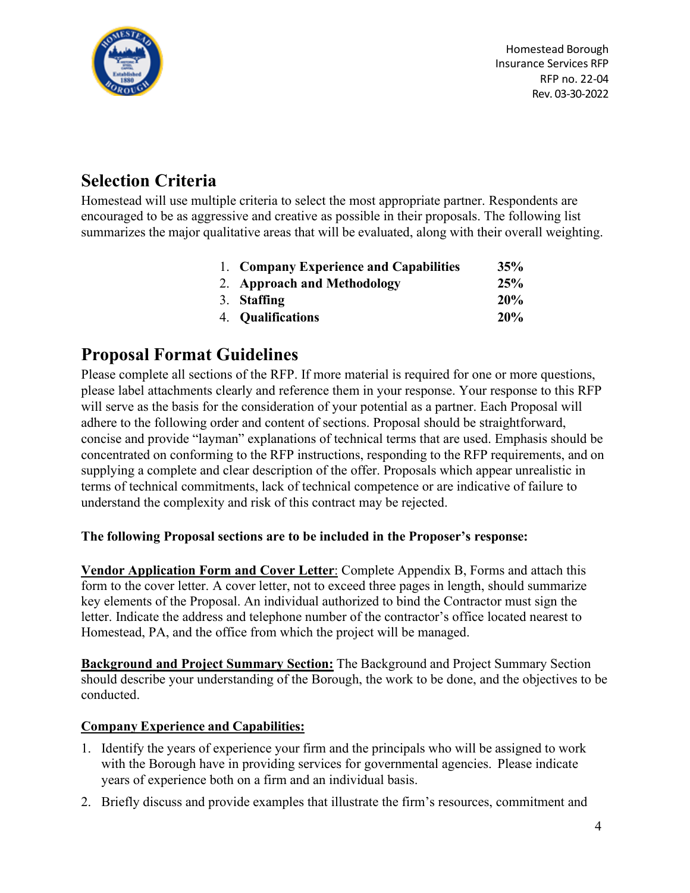## Selection Criteria

Homestead will use multiple criteria to select the most appropriate partner. Respondents are encouraged to be as aggressive and creative as possible in their proposals. The following list summarizes the major qualitative areas that will be evaluated, along with their overall weighting.

| | |
|---|---|
| 1. **Company Experience and Capabilities** | **35%** |
| 2. **Approach and Methodology** | **25%** |
| 3. **Staffing** | **20%** |
| 4. **Qualifications** | **20%** |

## Proposal Format Guidelines

Please complete all sections of the RFP. If more material is required for one or more questions, please label attachments clearly and reference them in your response. Your response to this RFP will serve as the basis for the consideration of your potential as a partner. Each Proposal will adhere to the following order and content of sections. Proposal should be straightforward, concise and provide "layman" explanations of technical terms that are used. Emphasis should be concentrated on conforming to the RFP instructions, responding to the RFP requirements, and on supplying a complete and clear description of the offer. Proposals which appear unrealistic in terms of technical commitments, lack of technical competence or are indicative of failure to understand the complexity and risk of this contract may be rejected.

**The following Proposal sections are to be included in the Proposer's response:**

**Vendor Application Form and Cover Letter**: Complete Appendix B, Forms and attach this form to the cover letter. A cover letter, not to exceed three pages in length, should summarize key elements of the Proposal. An individual authorized to bind the Contractor must sign the letter. Indicate the address and telephone number of the contractor's office located nearest to Homestead, PA, and the office from which the project will be managed.

**Background and Project Summary Section:** The Background and Project Summary Section should describe your understanding of the Borough, the work to be done, and the objectives to be conducted.

**Company Experience and Capabilities:**

1. Identify the years of experience your firm and the principals who will be assigned to work with the Borough have in providing services for governmental agencies. Please indicate years of experience both on a firm and an individual basis.
2. Briefly discuss and provide examples that illustrate the firm's resources, commitment and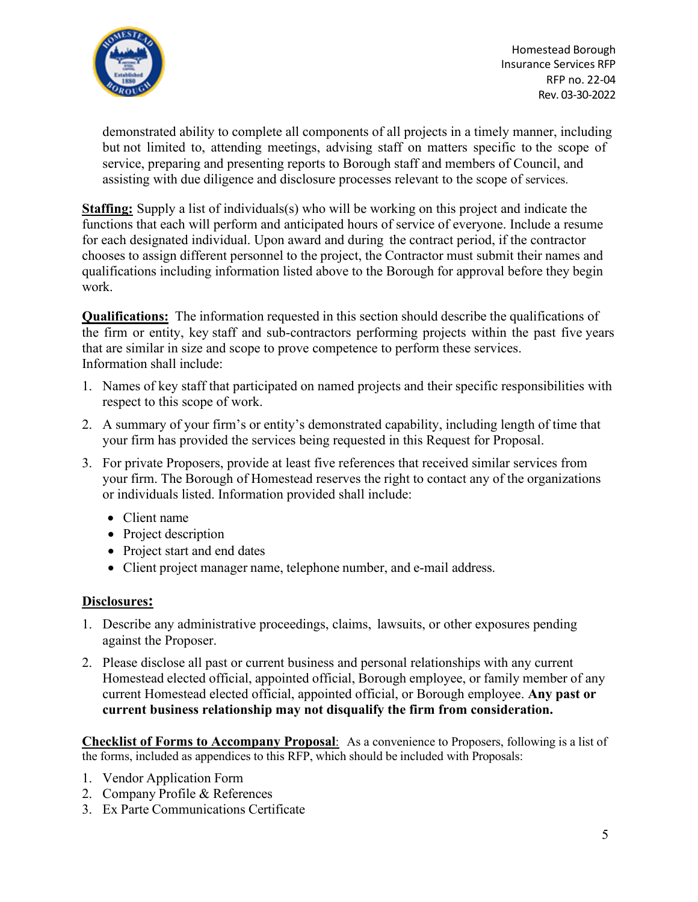demonstrated ability to complete all components of all projects in a timely manner, including but not limited to, attending meetings, advising staff on matters specific to the scope of service, preparing and presenting reports to Borough staff and members of Council, and assisting with due diligence and disclosure processes relevant to the scope of services.

**Staffing:** Supply a list of individuals(s) who will be working on this project and indicate the functions that each will perform and anticipated hours of service of everyone. Include a resume for each designated individual. Upon award and during the contract period, if the contractor chooses to assign different personnel to the project, the Contractor must submit their names and qualifications including information listed above to the Borough for approval before they begin work.

**Qualifications:** The information requested in this section should describe the qualifications of the firm or entity, key staff and sub-contractors performing projects within the past five years that are similar in size and scope to prove competence to perform these services. Information shall include:

1. Names of key staff that participated on named projects and their specific responsibilities with respect to this scope of work.
2. A summary of your firm's or entity's demonstrated capability, including length of time that your firm has provided the services being requested in this Request for Proposal.
3. For private Proposers, provide at least five references that received similar services from your firm. The Borough of Homestead reserves the right to contact any of the organizations or individuals listed. Information provided shall include:
   - Client name
   - Project description
   - Project start and end dates
   - Client project manager name, telephone number, and e-mail address.

**Disclosures:**

1. Describe any administrative proceedings, claims, lawsuits, or other exposures pending against the Proposer.
2. Please disclose all past or current business and personal relationships with any current Homestead elected official, appointed official, Borough employee, or family member of any current Homestead elected official, appointed official, or Borough employee. **Any past or current business relationship may not disqualify the firm from consideration.**

**Checklist of Forms to Accompany Proposal**: As a convenience to Proposers, following is a list of the forms, included as appendices to this RFP, which should be included with Proposals:

1. Vendor Application Form
2. Company Profile & References
3. Ex Parte Communications Certificate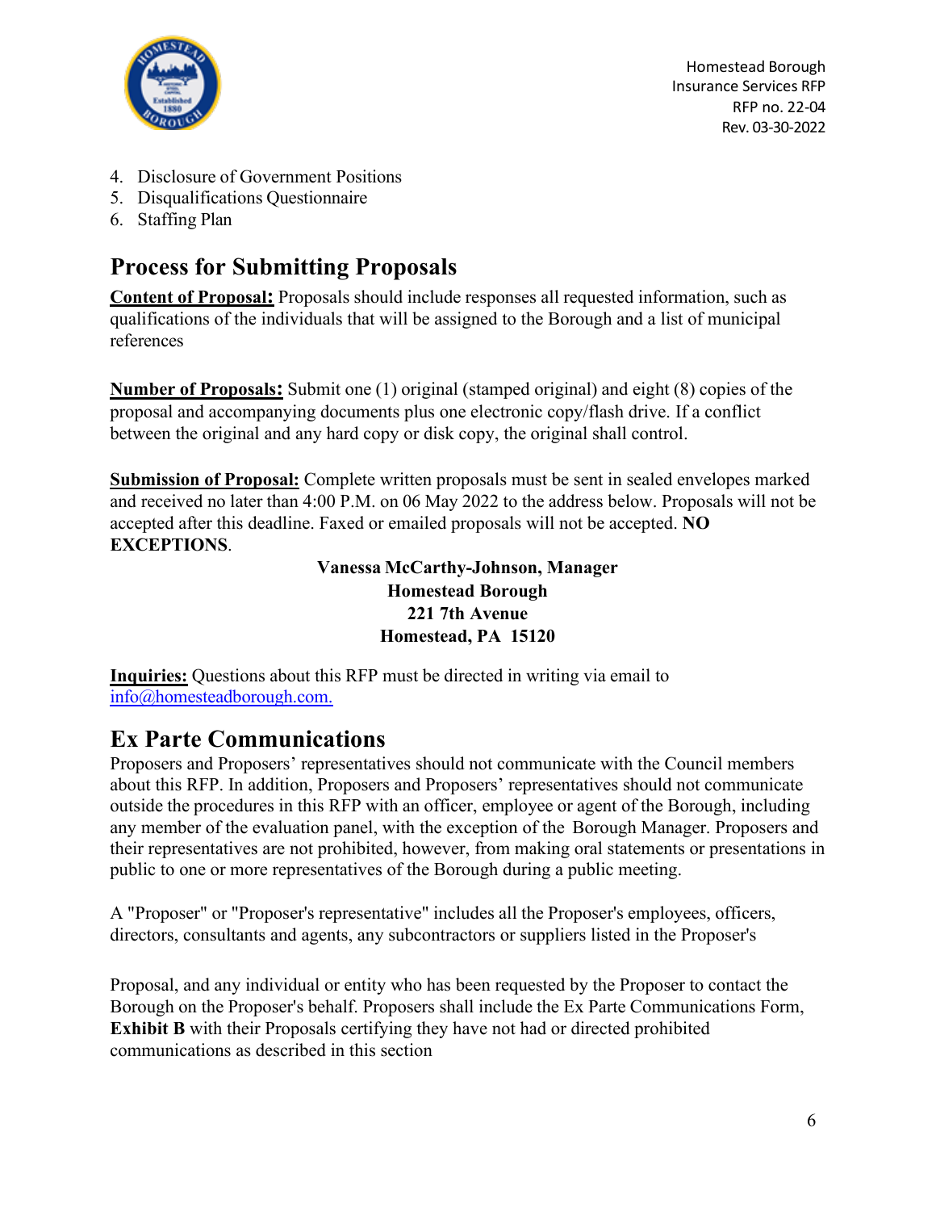4. Disclosure of Government Positions
5. Disqualifications Questionnaire
6. Staffing Plan

## Process for Submitting Proposals

**Content of Proposal:** Proposals should include responses all requested information, such as qualifications of the individuals that will be assigned to the Borough and a list of municipal references

**Number of Proposals:** Submit one (1) original (stamped original) and eight (8) copies of the proposal and accompanying documents plus one electronic copy/flash drive. If a conflict between the original and any hard copy or disk copy, the original shall control.

**Submission of Proposal:** Complete written proposals must be sent in sealed envelopes marked and received no later than 4:00 P.M. on 06 May 2022 to the address below. Proposals will not be accepted after this deadline. Faxed or emailed proposals will not be accepted. **NO EXCEPTIONS**.

**Vanessa McCarthy-Johnson, Manager**
**Homestead Borough**
**221 7th Avenue**
**Homestead, PA 15120**

**Inquiries:** Questions about this RFP must be directed in writing via email to info@homesteadborough.com.

## Ex Parte Communications

Proposers and Proposers' representatives should not communicate with the Council members about this RFP. In addition, Proposers and Proposers' representatives should not communicate outside the procedures in this RFP with an officer, employee or agent of the Borough, including any member of the evaluation panel, with the exception of the Borough Manager. Proposers and their representatives are not prohibited, however, from making oral statements or presentations in public to one or more representatives of the Borough during a public meeting.

A "Proposer" or "Proposer's representative" includes all the Proposer's employees, officers, directors, consultants and agents, any subcontractors or suppliers listed in the Proposer's Proposal, and any individual or entity who has been requested by the Proposer to contact the Borough on the Proposer's behalf. Proposers shall include the Ex Parte Communications Form, **Exhibit B** with their Proposals certifying they have not had or directed prohibited communications as described in this section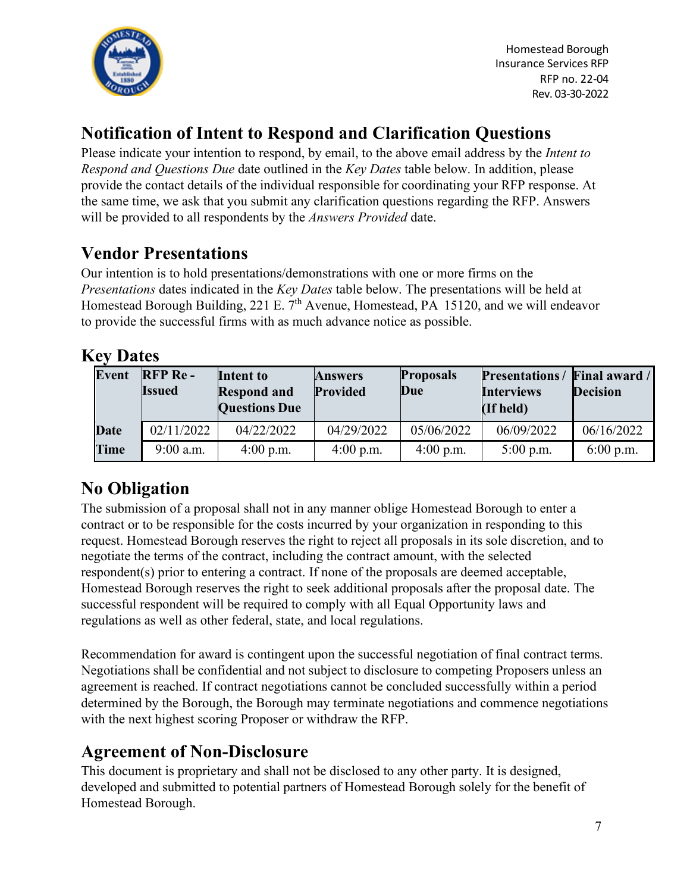## Notification of Intent to Respond and Clarification Questions

Please indicate your intention to respond, by email, to the above email address by the *Intent to Respond and Questions Due* date outlined in the *Key Dates* table below. In addition, please provide the contact details of the individual responsible for coordinating your RFP response. At the same time, we ask that you submit any clarification questions regarding the RFP. Answers will be provided to all respondents by the *Answers Provided* date.

## Vendor Presentations

Our intention is to hold presentations/demonstrations with one or more firms on the *Presentations* dates indicated in the *Key Dates* table below. The presentations will be held at Homestead Borough Building, 221 E. 7th Avenue, Homestead, PA 15120, and we will endeavor to provide the successful firms with as much advance notice as possible.

## Key Dates

| Event | RFP Re - Issued | Intent to Respond and Questions Due | Answers Provided | Proposals Due | Presentations / Interviews (If held) | Final award / Decision |
|---|---|---|---|---|---|---|
| Date | 02/11/2022 | 04/22/2022 | 04/29/2022 | 05/06/2022 | 06/09/2022 | 06/16/2022 |
| Time | 9:00 a.m. | 4:00 p.m. | 4:00 p.m. | 4:00 p.m. | 5:00 p.m. | 6:00 p.m. |

## No Obligation

The submission of a proposal shall not in any manner oblige Homestead Borough to enter a contract or to be responsible for the costs incurred by your organization in responding to this request. Homestead Borough reserves the right to reject all proposals in its sole discretion, and to negotiate the terms of the contract, including the contract amount, with the selected respondent(s) prior to entering a contract. If none of the proposals are deemed acceptable, Homestead Borough reserves the right to seek additional proposals after the proposal date. The successful respondent will be required to comply with all Equal Opportunity laws and regulations as well as other federal, state, and local regulations.

Recommendation for award is contingent upon the successful negotiation of final contract terms. Negotiations shall be confidential and not subject to disclosure to competing Proposers unless an agreement is reached. If contract negotiations cannot be concluded successfully within a period determined by the Borough, the Borough may terminate negotiations and commence negotiations with the next highest scoring Proposer or withdraw the RFP.

## Agreement of Non-Disclosure

This document is proprietary and shall not be disclosed to any other party. It is designed, developed and submitted to potential partners of Homestead Borough solely for the benefit of Homestead Borough.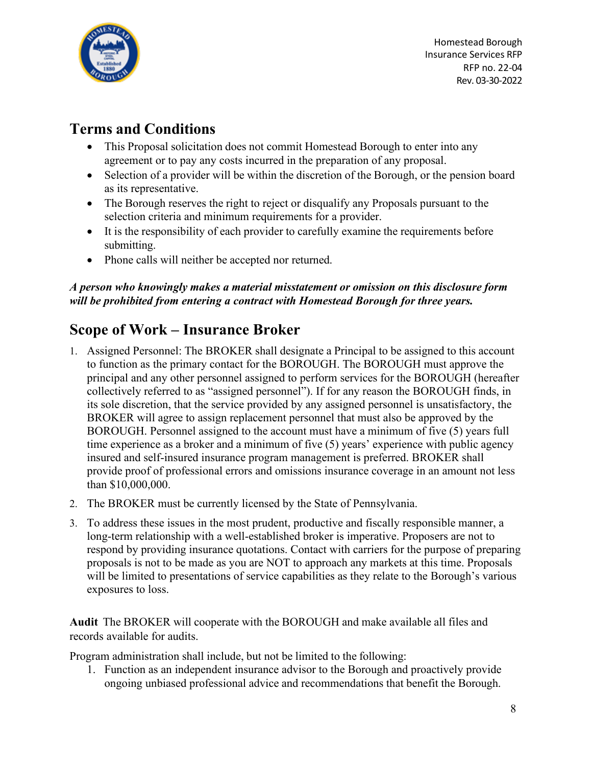## Terms and Conditions

- This Proposal solicitation does not commit Homestead Borough to enter into any agreement or to pay any costs incurred in the preparation of any proposal.
- Selection of a provider will be within the discretion of the Borough, or the pension board as its representative.
- The Borough reserves the right to reject or disqualify any Proposals pursuant to the selection criteria and minimum requirements for a provider.
- It is the responsibility of each provider to carefully examine the requirements before submitting.
- Phone calls will neither be accepted nor returned.

***A person who knowingly makes a material misstatement or omission on this disclosure form will be prohibited from entering a contract with Homestead Borough for three years.***

## Scope of Work – Insurance Broker

1. Assigned Personnel: The BROKER shall designate a Principal to be assigned to this account to function as the primary contact for the BOROUGH. The BOROUGH must approve the principal and any other personnel assigned to perform services for the BOROUGH (hereafter collectively referred to as "assigned personnel"). If for any reason the BOROUGH finds, in its sole discretion, that the service provided by any assigned personnel is unsatisfactory, the BROKER will agree to assign replacement personnel that must also be approved by the BOROUGH. Personnel assigned to the account must have a minimum of five (5) years full time experience as a broker and a minimum of five (5) years' experience with public agency insured and self-insured insurance program management is preferred. BROKER shall provide proof of professional errors and omissions insurance coverage in an amount not less than $10,000,000.
2. The BROKER must be currently licensed by the State of Pennsylvania.
3. To address these issues in the most prudent, productive and fiscally responsible manner, a long-term relationship with a well-established broker is imperative. Proposers are not to respond by providing insurance quotations. Contact with carriers for the purpose of preparing proposals is not to be made as you are NOT to approach any markets at this time. Proposals will be limited to presentations of service capabilities as they relate to the Borough's various exposures to loss.

**Audit** The BROKER will cooperate with the BOROUGH and make available all files and records available for audits.

Program administration shall include, but not be limited to the following:

1. Function as an independent insurance advisor to the Borough and proactively provide ongoing unbiased professional advice and recommendations that benefit the Borough.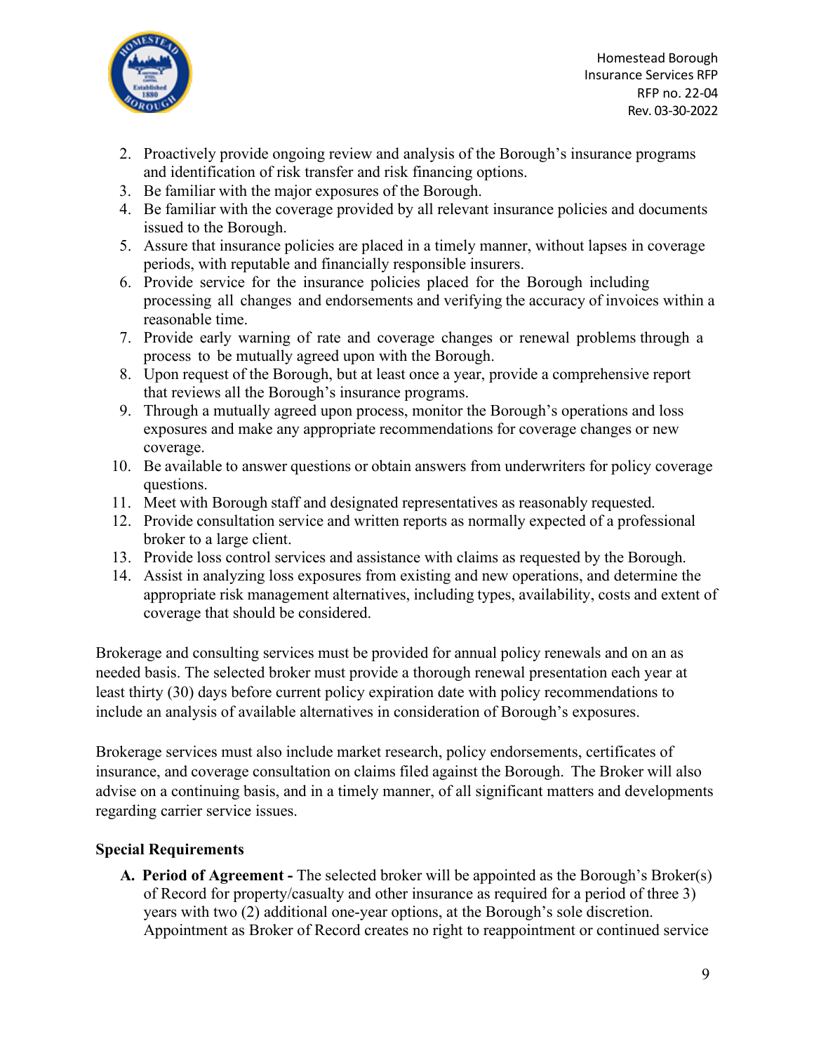2. Proactively provide ongoing review and analysis of the Borough's insurance programs and identification of risk transfer and risk financing options.
3. Be familiar with the major exposures of the Borough.
4. Be familiar with the coverage provided by all relevant insurance policies and documents issued to the Borough.
5. Assure that insurance policies are placed in a timely manner, without lapses in coverage periods, with reputable and financially responsible insurers.
6. Provide service for the insurance policies placed for the Borough including processing all changes and endorsements and verifying the accuracy of invoices within a reasonable time.
7. Provide early warning of rate and coverage changes or renewal problems through a process to be mutually agreed upon with the Borough.
8. Upon request of the Borough, but at least once a year, provide a comprehensive report that reviews all the Borough's insurance programs.
9. Through a mutually agreed upon process, monitor the Borough's operations and loss exposures and make any appropriate recommendations for coverage changes or new coverage.
10. Be available to answer questions or obtain answers from underwriters for policy coverage questions.
11. Meet with Borough staff and designated representatives as reasonably requested.
12. Provide consultation service and written reports as normally expected of a professional broker to a large client.
13. Provide loss control services and assistance with claims as requested by the Borough.
14. Assist in analyzing loss exposures from existing and new operations, and determine the appropriate risk management alternatives, including types, availability, costs and extent of coverage that should be considered.

Brokerage and consulting services must be provided for annual policy renewals and on an as needed basis. The selected broker must provide a thorough renewal presentation each year at least thirty (30) days before current policy expiration date with policy recommendations to include an analysis of available alternatives in consideration of Borough's exposures.

Brokerage services must also include market research, policy endorsements, certificates of insurance, and coverage consultation on claims filed against the Borough. The Broker will also advise on a continuing basis, and in a timely manner, of all significant matters and developments regarding carrier service issues.

**Special Requirements**

A. **Period of Agreement -** The selected broker will be appointed as the Borough's Broker(s) of Record for property/casualty and other insurance as required for a period of three 3) years with two (2) additional one-year options, at the Borough's sole discretion. Appointment as Broker of Record creates no right to reappointment or continued service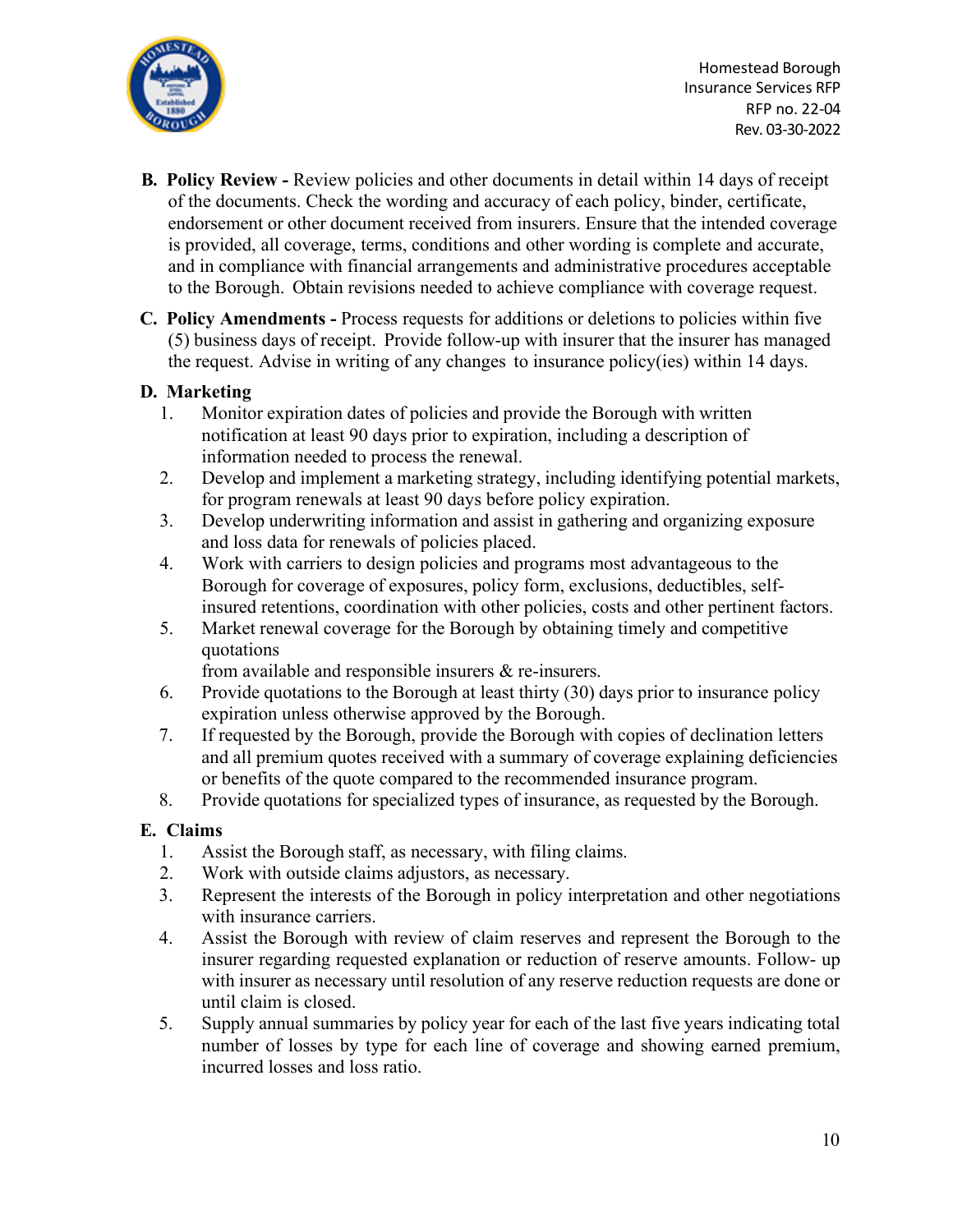**B. Policy Review -** Review policies and other documents in detail within 14 days of receipt of the documents. Check the wording and accuracy of each policy, binder, certificate, endorsement or other document received from insurers. Ensure that the intended coverage is provided, all coverage, terms, conditions and other wording is complete and accurate, and in compliance with financial arrangements and administrative procedures acceptable to the Borough. Obtain revisions needed to achieve compliance with coverage request.

**C. Policy Amendments -** Process requests for additions or deletions to policies within five (5) business days of receipt. Provide follow-up with insurer that the insurer has managed the request. Advise in writing of any changes to insurance policy(ies) within 14 days.

**D. Marketing**

1. Monitor expiration dates of policies and provide the Borough with written notification at least 90 days prior to expiration, including a description of information needed to process the renewal.
2. Develop and implement a marketing strategy, including identifying potential markets, for program renewals at least 90 days before policy expiration.
3. Develop underwriting information and assist in gathering and organizing exposure and loss data for renewals of policies placed.
4. Work with carriers to design policies and programs most advantageous to the Borough for coverage of exposures, policy form, exclusions, deductibles, self-insured retentions, coordination with other policies, costs and other pertinent factors.
5. Market renewal coverage for the Borough by obtaining timely and competitive quotations from available and responsible insurers & re-insurers.
6. Provide quotations to the Borough at least thirty (30) days prior to insurance policy expiration unless otherwise approved by the Borough.
7. If requested by the Borough, provide the Borough with copies of declination letters and all premium quotes received with a summary of coverage explaining deficiencies or benefits of the quote compared to the recommended insurance program.
8. Provide quotations for specialized types of insurance, as requested by the Borough.

**E. Claims**

1. Assist the Borough staff, as necessary, with filing claims.
2. Work with outside claims adjustors, as necessary.
3. Represent the interests of the Borough in policy interpretation and other negotiations with insurance carriers.
4. Assist the Borough with review of claim reserves and represent the Borough to the insurer regarding requested explanation or reduction of reserve amounts. Follow- up with insurer as necessary until resolution of any reserve reduction requests are done or until claim is closed.
5. Supply annual summaries by policy year for each of the last five years indicating total number of losses by type for each line of coverage and showing earned premium, incurred losses and loss ratio.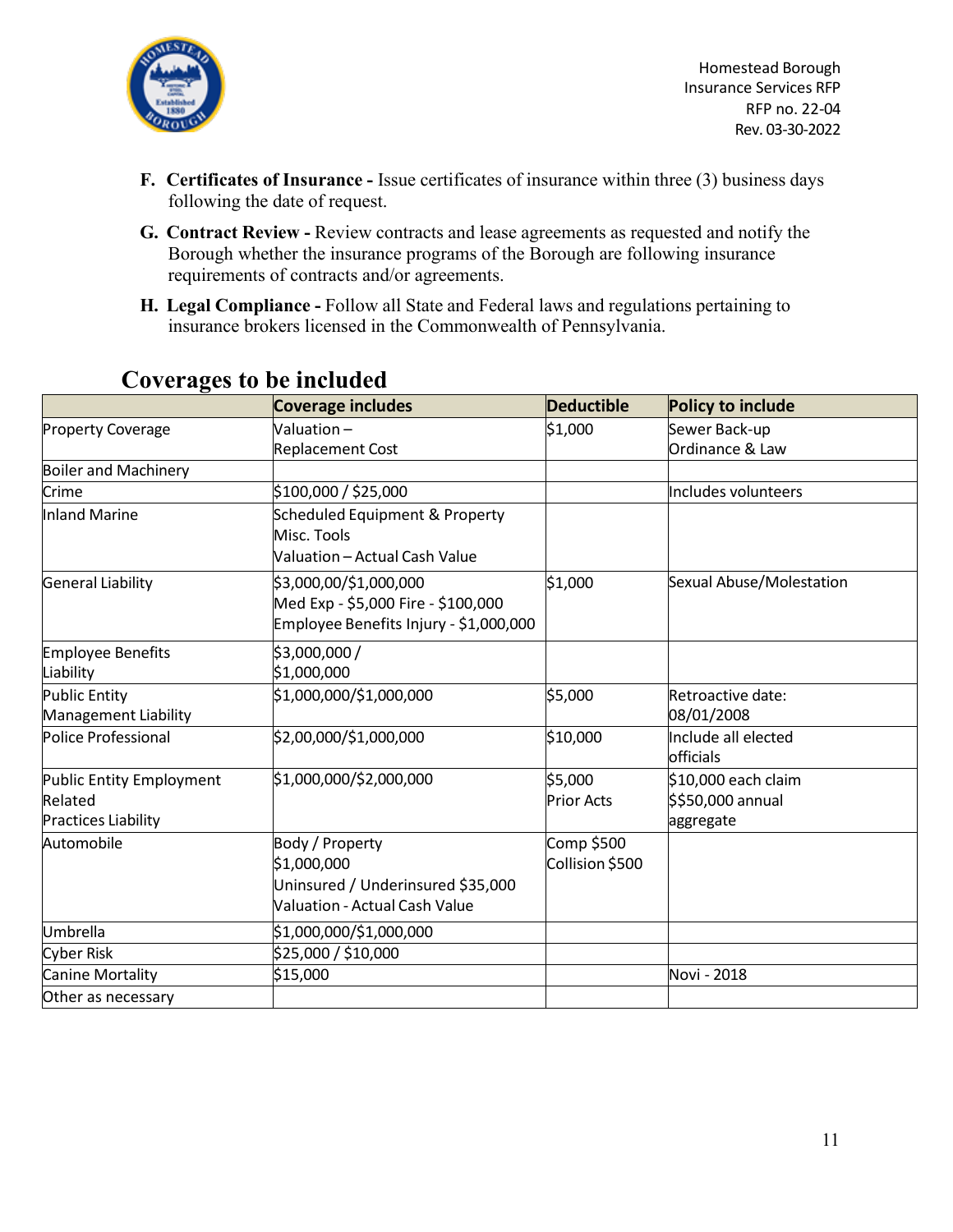F. **Certificates of Insurance -** Issue certificates of insurance within three (3) business days following the date of request.

G. **Contract Review -** Review contracts and lease agreements as requested and notify the Borough whether the insurance programs of the Borough are following insurance requirements of contracts and/or agreements.

H. **Legal Compliance -** Follow all State and Federal laws and regulations pertaining to insurance brokers licensed in the Commonwealth of Pennsylvania.

## Coverages to be included

| | Coverage includes | Deductible | Policy to include |
|---|---|---|---|
| Property Coverage | Valuation – Replacement Cost | $1,000 | Sewer Back-up Ordinance & Law |
| Boiler and Machinery | | | |
| Crime | $100,000 / $25,000 | | Includes volunteers |
| Inland Marine | Scheduled Equipment & Property Misc. Tools Valuation – Actual Cash Value | | |
| General Liability | $3,000,00/$1,000,000 Med Exp - $5,000 Fire - $100,000 Employee Benefits Injury - $1,000,000 | $1,000 | Sexual Abuse/Molestation |
| Employee Benefits Liability | $3,000,000 / $1,000,000 | | |
| Public Entity Management Liability | $1,000,000/$1,000,000 | $5,000 | Retroactive date: 08/01/2008 |
| Police Professional | $2,00,000/$1,000,000 | $10,000 | Include all elected officials |
| Public Entity Employment Related Practices Liability | $1,000,000/$2,000,000 | $5,000 Prior Acts | $10,000 each claim $$50,000 annual aggregate |
| Automobile | Body / Property $1,000,000 Uninsured / Underinsured $35,000 Valuation - Actual Cash Value | Comp $500 Collision $500 | |
| Umbrella | $1,000,000/$1,000,000 | | |
| Cyber Risk | $25,000 / $10,000 | | |
| Canine Mortality | $15,000 | | Novi - 2018 |
| Other as necessary | | | |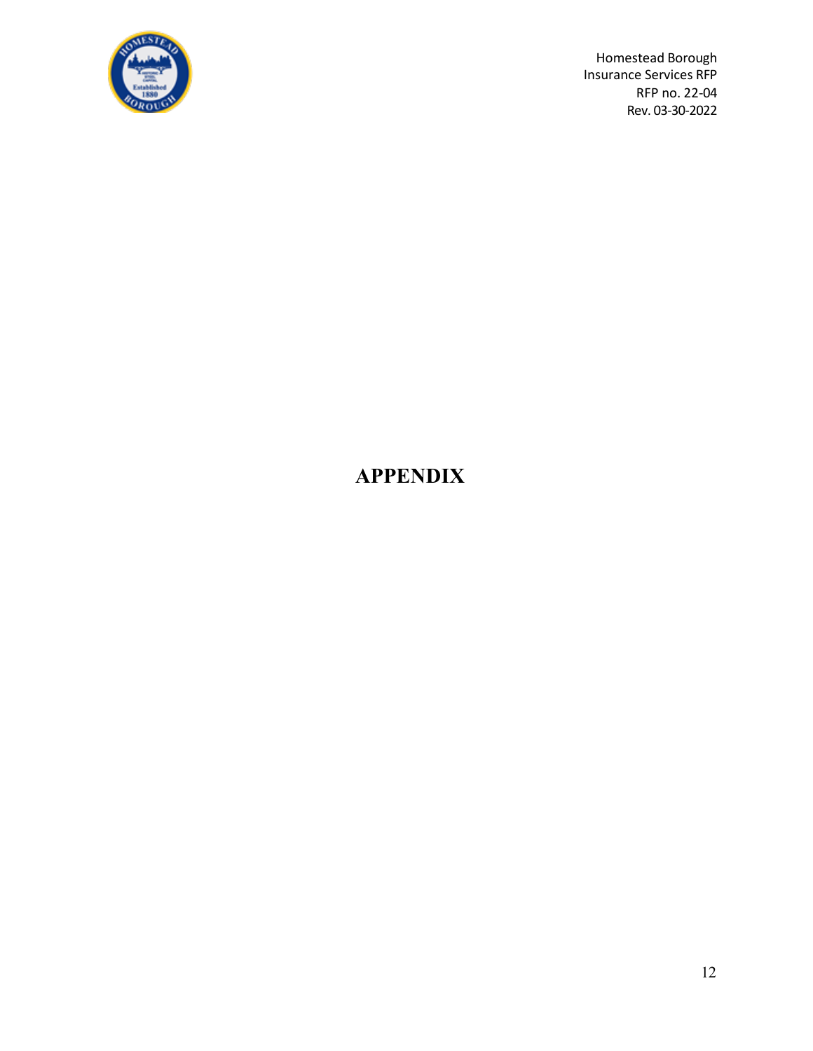# APPENDIX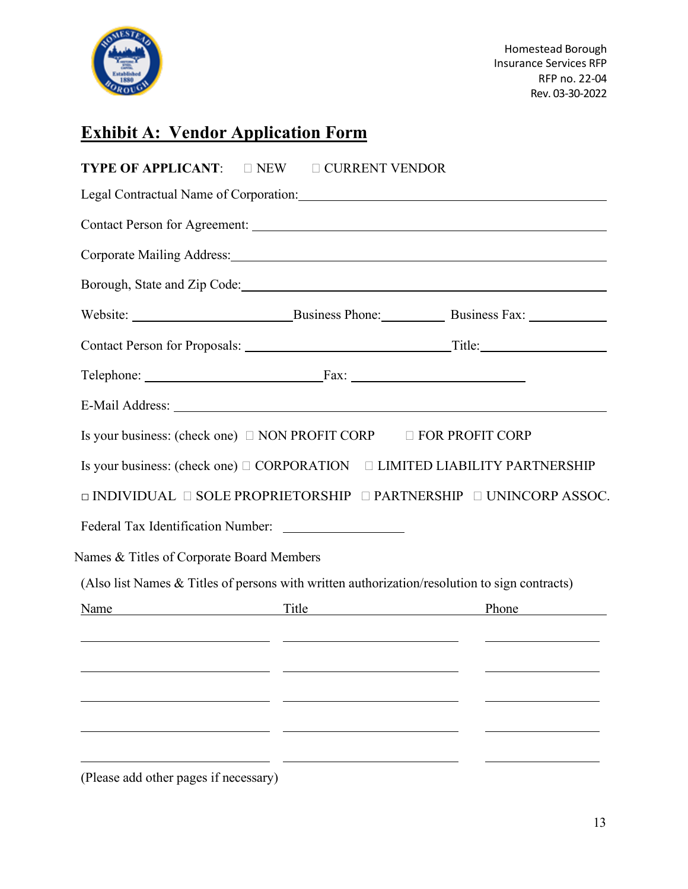# Exhibit A: Vendor Application Form

**TYPE OF APPLICANT**: ☐ NEW ☐ CURRENT VENDOR

Legal Contractual Name of Corporation: ____________________

Contact Person for Agreement: ____________________

Corporate Mailing Address: ____________________

Borough, State and Zip Code: ____________________

Website: ____________________ Business Phone: __________ Business Fax: __________

Contact Person for Proposals: ____________________ Title: ____________________

Telephone: ____________________ Fax: ____________________

E-Mail Address: ____________________

Is your business: (check one) ☐ NON PROFIT CORP ☐ FOR PROFIT CORP

Is your business: (check one) ☐ CORPORATION ☐ LIMITED LIABILITY PARTNERSHIP

☐ INDIVIDUAL ☐ SOLE PROPRIETORSHIP ☐ PARTNERSHIP ☐ UNINCORP ASSOC.

Federal Tax Identification Number: ____________________

Names & Titles of Corporate Board Members

(Also list Names & Titles of persons with written authorization/resolution to sign contracts)

| Name | Title | Phone |
| --- | --- | --- |
| | | |
| | | |
| | | |
| | | |
| | | |

(Please add other pages if necessary)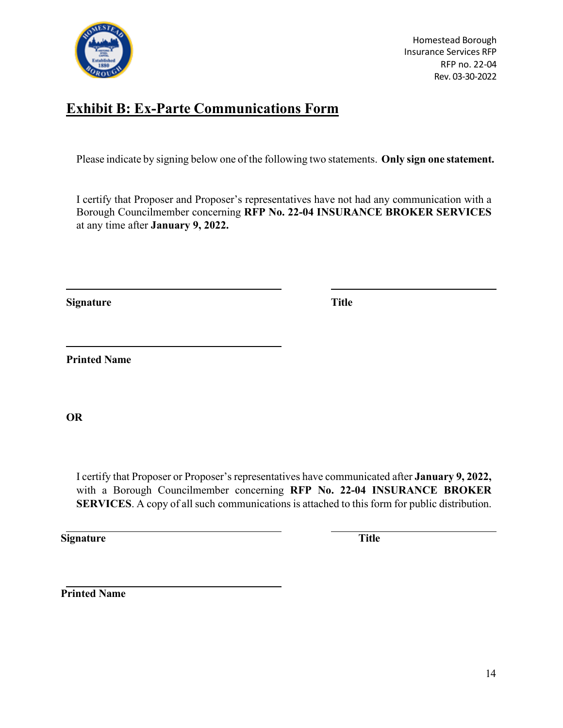## Exhibit B: Ex-Parte Communications Form

Please indicate by signing below one of the following two statements. **Only sign one statement.**

I certify that Proposer and Proposer's representatives have not had any communication with a Borough Councilmember concerning **RFP No. 22-04 INSURANCE BROKER SERVICES** at any time after **January 9, 2022.**

______________________________ ______________________________

**Signature** **Title**

______________________________

**Printed Name**

**OR**

I certify that Proposer or Proposer's representatives have communicated after **January 9, 2022,** with a Borough Councilmember concerning **RFP No. 22-04 INSURANCE BROKER SERVICES**. A copy of all such communications is attached to this form for public distribution.

______________________________ ______________________________

**Signature** **Title**

______________________________

**Printed Name**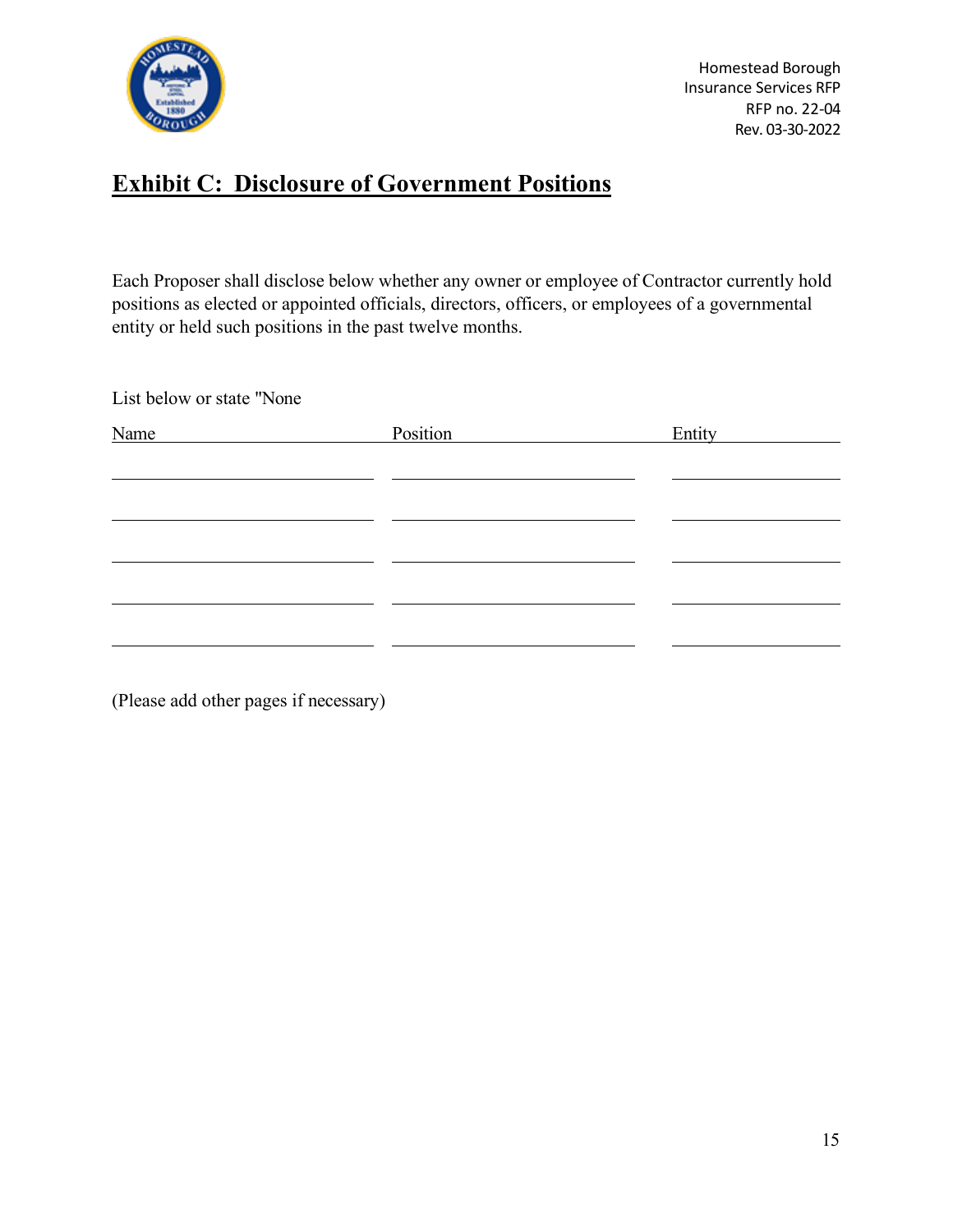## Exhibit C: Disclosure of Government Positions

Each Proposer shall disclose below whether any owner or employee of Contractor currently hold positions as elected or appointed officials, directors, officers, or employees of a governmental entity or held such positions in the past twelve months.

List below or state "None

| Name | Position | Entity |
| --- | --- | --- |
| | | |
| | | |
| | | |
| | | |
| | | |

(Please add other pages if necessary)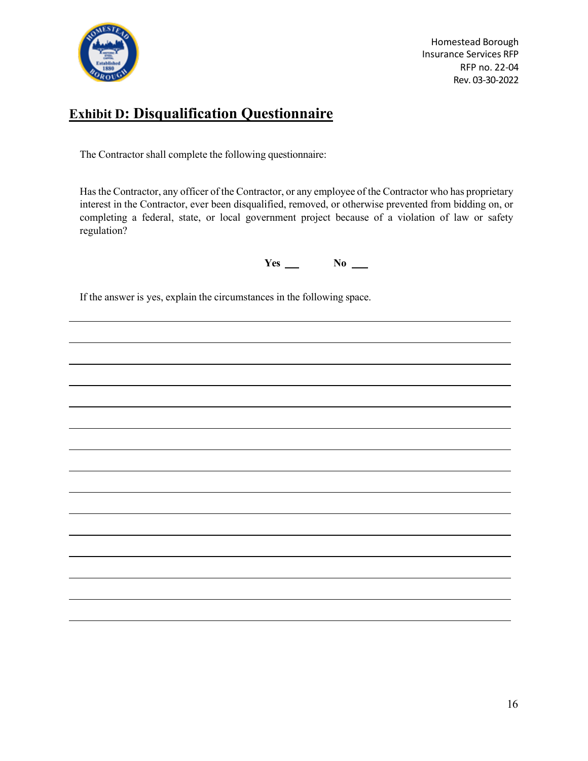## Exhibit D: Disqualification Questionnaire

The Contractor shall complete the following questionnaire:

Has the Contractor, any officer of the Contractor, or any employee of the Contractor who has proprietary interest in the Contractor, ever been disqualified, removed, or otherwise prevented from bidding on, or completing a federal, state, or local government project because of a violation of law or safety regulation?

**Yes** ___ **No** ___

If the answer is yes, explain the circumstances in the following space.

______________________________________________________________________________

______________________________________________________________________________

______________________________________________________________________________

______________________________________________________________________________

______________________________________________________________________________

______________________________________________________________________________

______________________________________________________________________________

______________________________________________________________________________

______________________________________________________________________________

______________________________________________________________________________

______________________________________________________________________________

______________________________________________________________________________

______________________________________________________________________________

______________________________________________________________________________

______________________________________________________________________________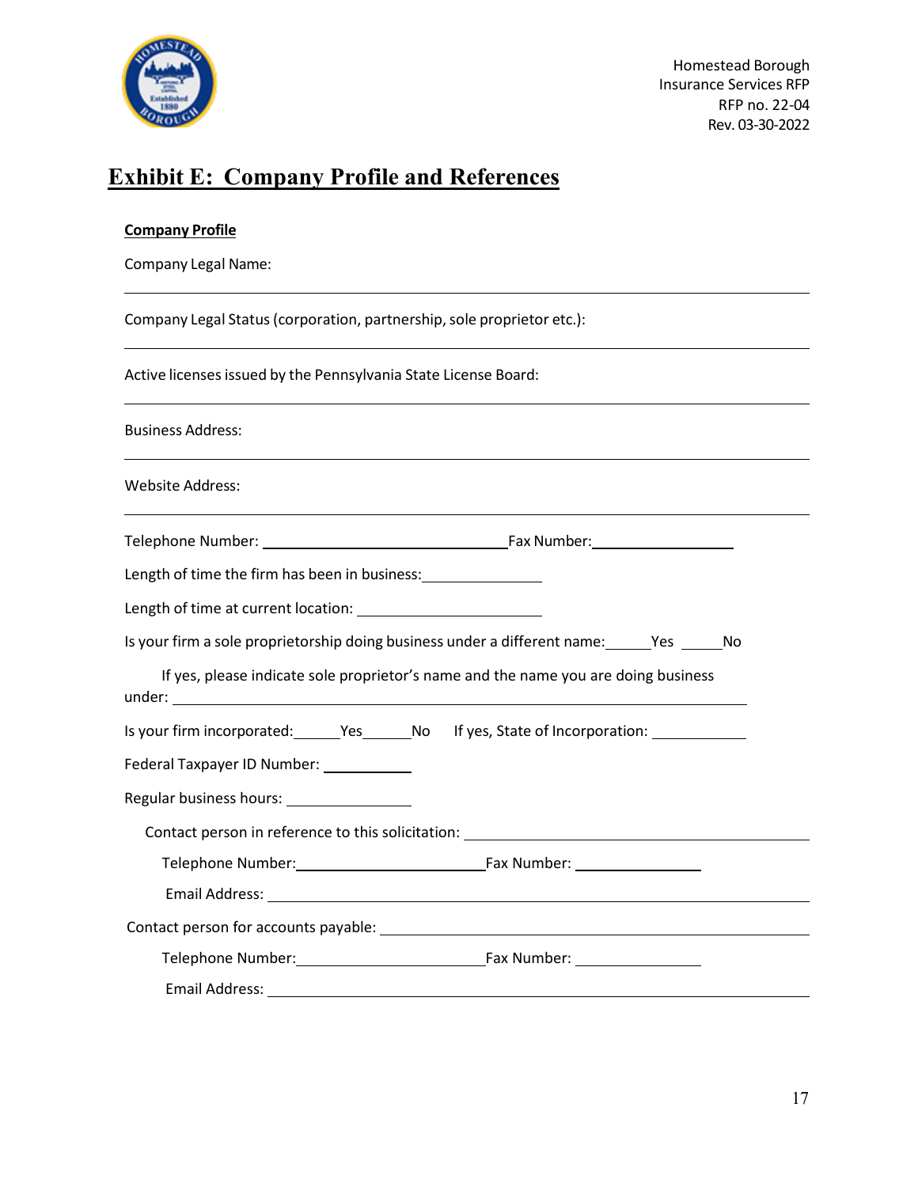# Exhibit E: Company Profile and References

**Company Profile**

Company Legal Name:

______________________________________________________________________

Company Legal Status (corporation, partnership, sole proprietor etc.):

______________________________________________________________________

Active licenses issued by the Pennsylvania State License Board:

______________________________________________________________________

Business Address:

______________________________________________________________________

Website Address:

______________________________________________________________________

Telephone Number: ______________________________ Fax Number: __________________

Length of time the firm has been in business: _______________

Length of time at current location: _______________________

Is your firm a sole proprietorship doing business under a different name: _____ Yes _____ No

If yes, please indicate sole proprietor's name and the name you are doing business under: ______________________________________________________________________

Is your firm incorporated: _____ Yes _____ No    If yes, State of Incorporation: ____________

Federal Taxpayer ID Number: ___________

Regular business hours: ________________

Contact person in reference to this solicitation: ____________________________________________

Telephone Number: ________________________ Fax Number: ________________

Email Address: ______________________________________________________________________

Contact person for accounts payable: ____________________________________________________

Telephone Number: ________________________ Fax Number: ________________

Email Address: ______________________________________________________________________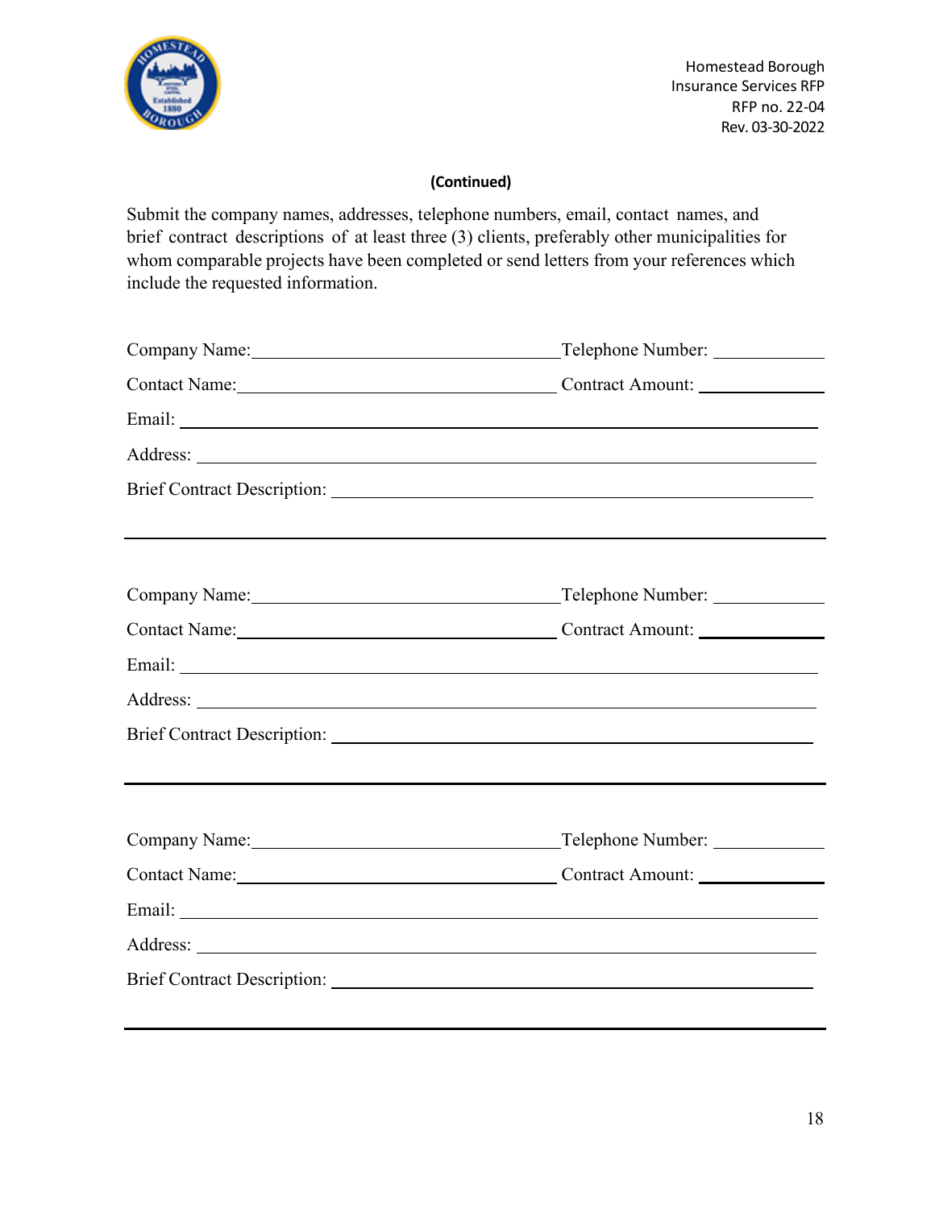**(Continued)**

Submit the company names, addresses, telephone numbers, email, contact names, and brief contract descriptions of at least three (3) clients, preferably other municipalities for whom comparable projects have been completed or send letters from your references which include the requested information.

Company Name:\_\_\_\_\_\_\_\_\_\_\_\_\_\_\_\_\_\_\_\_\_\_\_\_\_\_\_\_ Telephone Number: \_\_\_\_\_\_\_\_\_\_\_\_

Contact Name:\_\_\_\_\_\_\_\_\_\_\_\_\_\_\_\_\_\_\_\_\_\_\_\_\_\_\_\_ Contract Amount: \_\_\_\_\_\_\_\_\_\_\_\_

Email: \_\_\_\_\_\_\_\_\_\_\_\_\_\_\_\_\_\_\_\_\_\_\_\_\_\_\_\_\_\_\_\_\_\_\_\_\_\_\_\_\_\_\_\_\_\_\_\_\_\_\_\_\_\_\_\_

Address: \_\_\_\_\_\_\_\_\_\_\_\_\_\_\_\_\_\_\_\_\_\_\_\_\_\_\_\_\_\_\_\_\_\_\_\_\_\_\_\_\_\_\_\_\_\_\_\_\_\_\_\_\_\_

Brief Contract Description: \_\_\_\_\_\_\_\_\_\_\_\_\_\_\_\_\_\_\_\_\_\_\_\_\_\_\_\_\_\_\_\_\_\_\_\_\_\_\_\_

---

Company Name:\_\_\_\_\_\_\_\_\_\_\_\_\_\_\_\_\_\_\_\_\_\_\_\_\_\_\_\_ Telephone Number: \_\_\_\_\_\_\_\_\_\_\_\_

Contact Name:\_\_\_\_\_\_\_\_\_\_\_\_\_\_\_\_\_\_\_\_\_\_\_\_\_\_\_\_ Contract Amount: \_\_\_\_\_\_\_\_\_\_\_\_

Email: \_\_\_\_\_\_\_\_\_\_\_\_\_\_\_\_\_\_\_\_\_\_\_\_\_\_\_\_\_\_\_\_\_\_\_\_\_\_\_\_\_\_\_\_\_\_\_\_\_\_\_\_\_\_\_\_

Address: \_\_\_\_\_\_\_\_\_\_\_\_\_\_\_\_\_\_\_\_\_\_\_\_\_\_\_\_\_\_\_\_\_\_\_\_\_\_\_\_\_\_\_\_\_\_\_\_\_\_\_\_\_\_

Brief Contract Description: \_\_\_\_\_\_\_\_\_\_\_\_\_\_\_\_\_\_\_\_\_\_\_\_\_\_\_\_\_\_\_\_\_\_\_\_\_\_\_\_

---

Company Name:\_\_\_\_\_\_\_\_\_\_\_\_\_\_\_\_\_\_\_\_\_\_\_\_\_\_\_\_ Telephone Number: \_\_\_\_\_\_\_\_\_\_\_\_

Contact Name:\_\_\_\_\_\_\_\_\_\_\_\_\_\_\_\_\_\_\_\_\_\_\_\_\_\_\_\_ Contract Amount: \_\_\_\_\_\_\_\_\_\_\_\_

Email: \_\_\_\_\_\_\_\_\_\_\_\_\_\_\_\_\_\_\_\_\_\_\_\_\_\_\_\_\_\_\_\_\_\_\_\_\_\_\_\_\_\_\_\_\_\_\_\_\_\_\_\_\_\_\_\_

Address: \_\_\_\_\_\_\_\_\_\_\_\_\_\_\_\_\_\_\_\_\_\_\_\_\_\_\_\_\_\_\_\_\_\_\_\_\_\_\_\_\_\_\_\_\_\_\_\_\_\_\_\_\_\_

Brief Contract Description: \_\_\_\_\_\_\_\_\_\_\_\_\_\_\_\_\_\_\_\_\_\_\_\_\_\_\_\_\_\_\_\_\_\_\_\_\_\_\_\_

---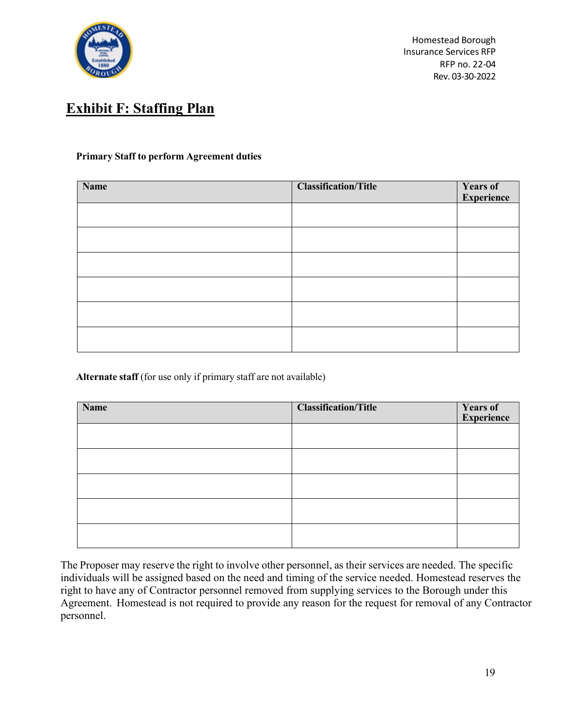# Exhibit F: Staffing Plan

**Primary Staff to perform Agreement duties**

| Name | Classification/Title | Years of Experience |
|---|---|---|
| | | |
| | | |
| | | |
| | | |
| | | |
| | | |

**Alternate staff** (for use only if primary staff are not available)

| Name | Classification/Title | Years of Experience |
|---|---|---|
| | | |
| | | |
| | | |
| | | |
| | | |

The Proposer may reserve the right to involve other personnel, as their services are needed. The specific individuals will be assigned based on the need and timing of the service needed. Homestead reserves the right to have any of Contractor personnel removed from supplying services to the Borough under this Agreement. Homestead is not required to provide any reason for the request for removal of any Contractor personnel.